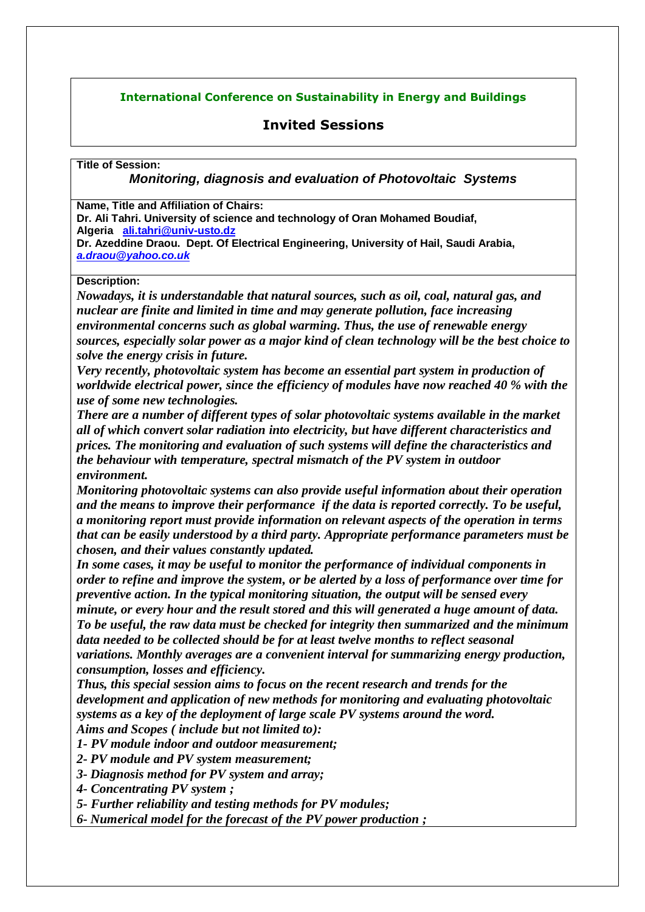**International Conference on Sustainability in Energy and Buildings**

## Invited Sessions

**Title of Session:**

***Monitoring, diagnosis and evaluation of Photovoltaic Systems***

**Name, Title and Affiliation of Chairs:**

**Dr. Ali Tahri. University of science and technology of Oran Mohamed Boudiaf, Algeria ali.tahri@univ-usto.dz**

**Dr. Azeddine Draou. Dept. Of Electrical Engineering, University of Hail, Saudi Arabia, *a.draou@yahoo.co.uk***

**Description:**

***Nowadays, it is understandable that natural sources, such as oil, coal, natural gas, and nuclear are finite and limited in time and may generate pollution, face increasing environmental concerns such as global warming. Thus, the use of renewable energy sources, especially solar power as a major kind of clean technology will be the best choice to solve the energy crisis in future.***

***Very recently, photovoltaic system has become an essential part system in production of worldwide electrical power, since the efficiency of modules have now reached 40 % with the use of some new technologies.***

***There are a number of different types of solar photovoltaic systems available in the market all of which convert solar radiation into electricity, but have different characteristics and prices. The monitoring and evaluation of such systems will define the characteristics and the behaviour with temperature, spectral mismatch of the PV system in outdoor environment.***

***Monitoring photovoltaic systems can also provide useful information about their operation and the means to improve their performance if the data is reported correctly. To be useful, a monitoring report must provide information on relevant aspects of the operation in terms that can be easily understood by a third party. Appropriate performance parameters must be chosen, and their values constantly updated.***

***In some cases, it may be useful to monitor the performance of individual components in order to refine and improve the system, or be alerted by a loss of performance over time for preventive action. In the typical monitoring situation, the output will be sensed every minute, or every hour and the result stored and this will generated a huge amount of data. To be useful, the raw data must be checked for integrity then summarized and the minimum data needed to be collected should be for at least twelve months to reflect seasonal variations. Monthly averages are a convenient interval for summarizing energy production, consumption, losses and efficiency.***

***Thus, this special session aims to focus on the recent research and trends for the development and application of new methods for monitoring and evaluating photovoltaic systems as a key of the deployment of large scale PV systems around the word.***

***Aims and Scopes ( include but not limited to):***

***1- PV module indoor and outdoor measurement;***

***2- PV module and PV system measurement;***

***3- Diagnosis method for PV system and array;***

***4- Concentrating PV system ;***

***5- Further reliability and testing methods for PV modules;***

***6- Numerical model for the forecast of the PV power production ;***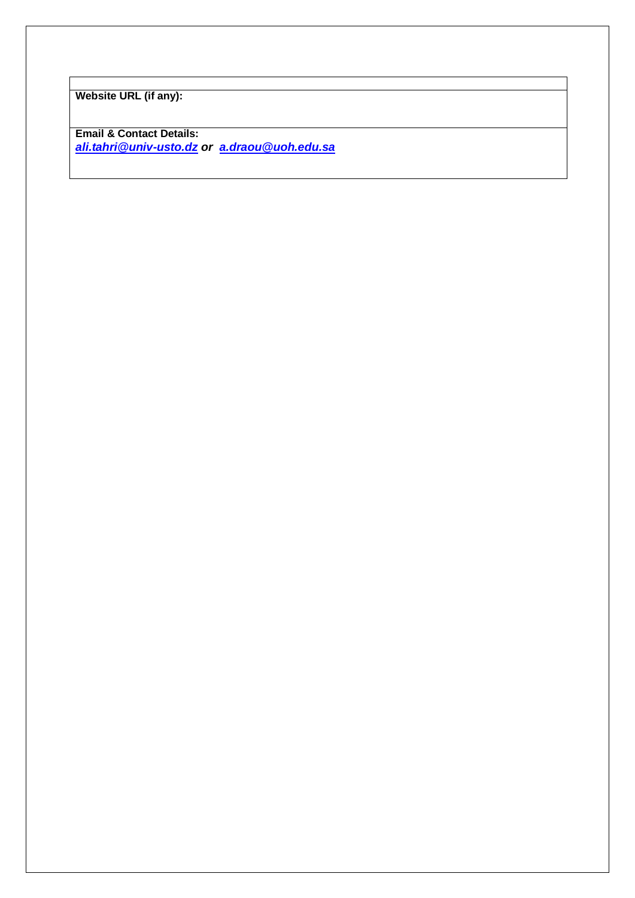**Website URL (if any):**

**Email & Contact Details:**
***ali.tahri@univ-usto.dz* or *a.draou@uoh.edu.sa***